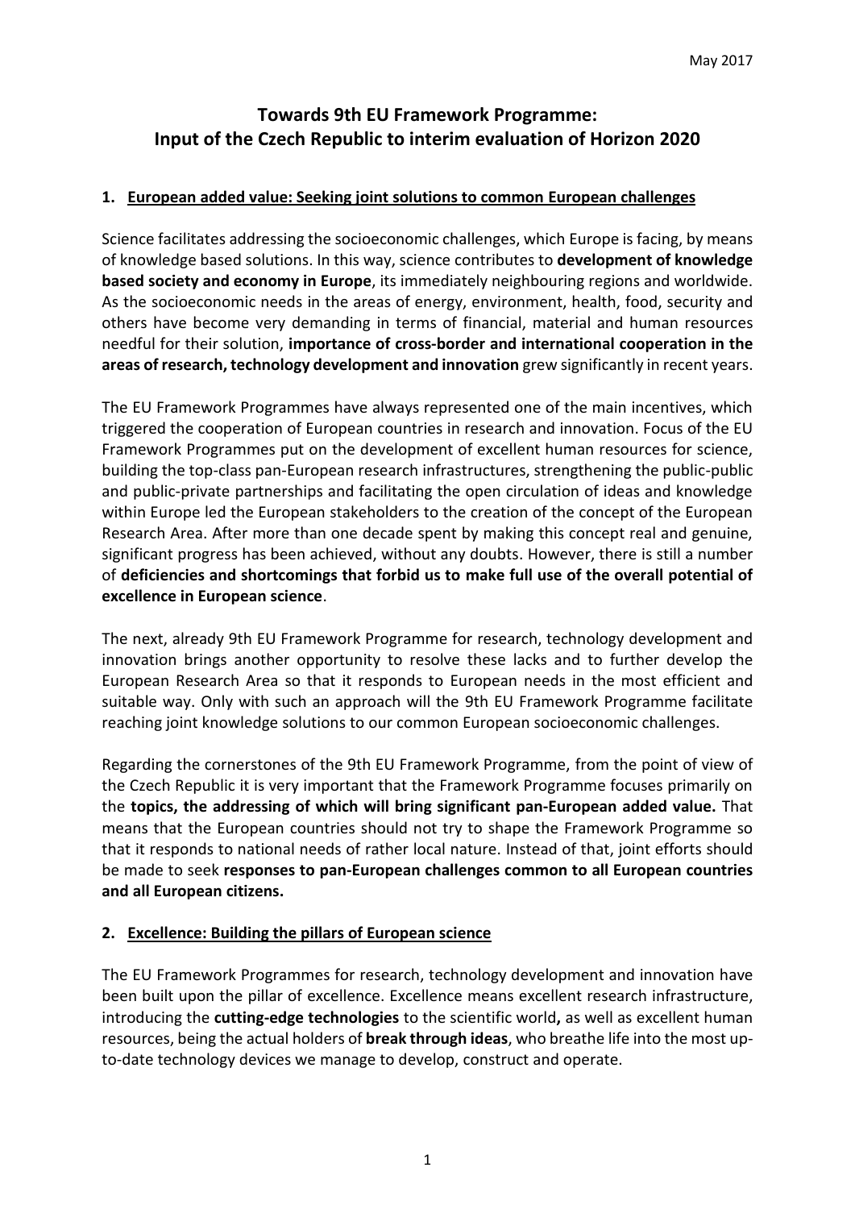May 2017

# Towards 9th EU Framework Programme: Input of the Czech Republic to interim evaluation of Horizon 2020

## 1. European added value: Seeking joint solutions to common European challenges

Science facilitates addressing the socioeconomic challenges, which Europe is facing, by means of knowledge based solutions. In this way, science contributes to **development of knowledge based society and economy in Europe**, its immediately neighbouring regions and worldwide. As the socioeconomic needs in the areas of energy, environment, health, food, security and others have become very demanding in terms of financial, material and human resources needful for their solution, **importance of cross-border and international cooperation in the areas of research, technology development and innovation** grew significantly in recent years.

The EU Framework Programmes have always represented one of the main incentives, which triggered the cooperation of European countries in research and innovation. Focus of the EU Framework Programmes put on the development of excellent human resources for science, building the top-class pan-European research infrastructures, strengthening the public-public and public-private partnerships and facilitating the open circulation of ideas and knowledge within Europe led the European stakeholders to the creation of the concept of the European Research Area. After more than one decade spent by making this concept real and genuine, significant progress has been achieved, without any doubts. However, there is still a number of **deficiencies and shortcomings that forbid us to make full use of the overall potential of excellence in European science**.

The next, already 9th EU Framework Programme for research, technology development and innovation brings another opportunity to resolve these lacks and to further develop the European Research Area so that it responds to European needs in the most efficient and suitable way. Only with such an approach will the 9th EU Framework Programme facilitate reaching joint knowledge solutions to our common European socioeconomic challenges.

Regarding the cornerstones of the 9th EU Framework Programme, from the point of view of the Czech Republic it is very important that the Framework Programme focuses primarily on the **topics, the addressing of which will bring significant pan-European added value.** That means that the European countries should not try to shape the Framework Programme so that it responds to national needs of rather local nature. Instead of that, joint efforts should be made to seek **responses to pan-European challenges common to all European countries and all European citizens.**

## 2. Excellence: Building the pillars of European science

The EU Framework Programmes for research, technology development and innovation have been built upon the pillar of excellence. Excellence means excellent research infrastructure, introducing the **cutting-edge technologies** to the scientific world**,** as well as excellent human resources, being the actual holders of **break through ideas**, who breathe life into the most up-to-date technology devices we manage to develop, construct and operate.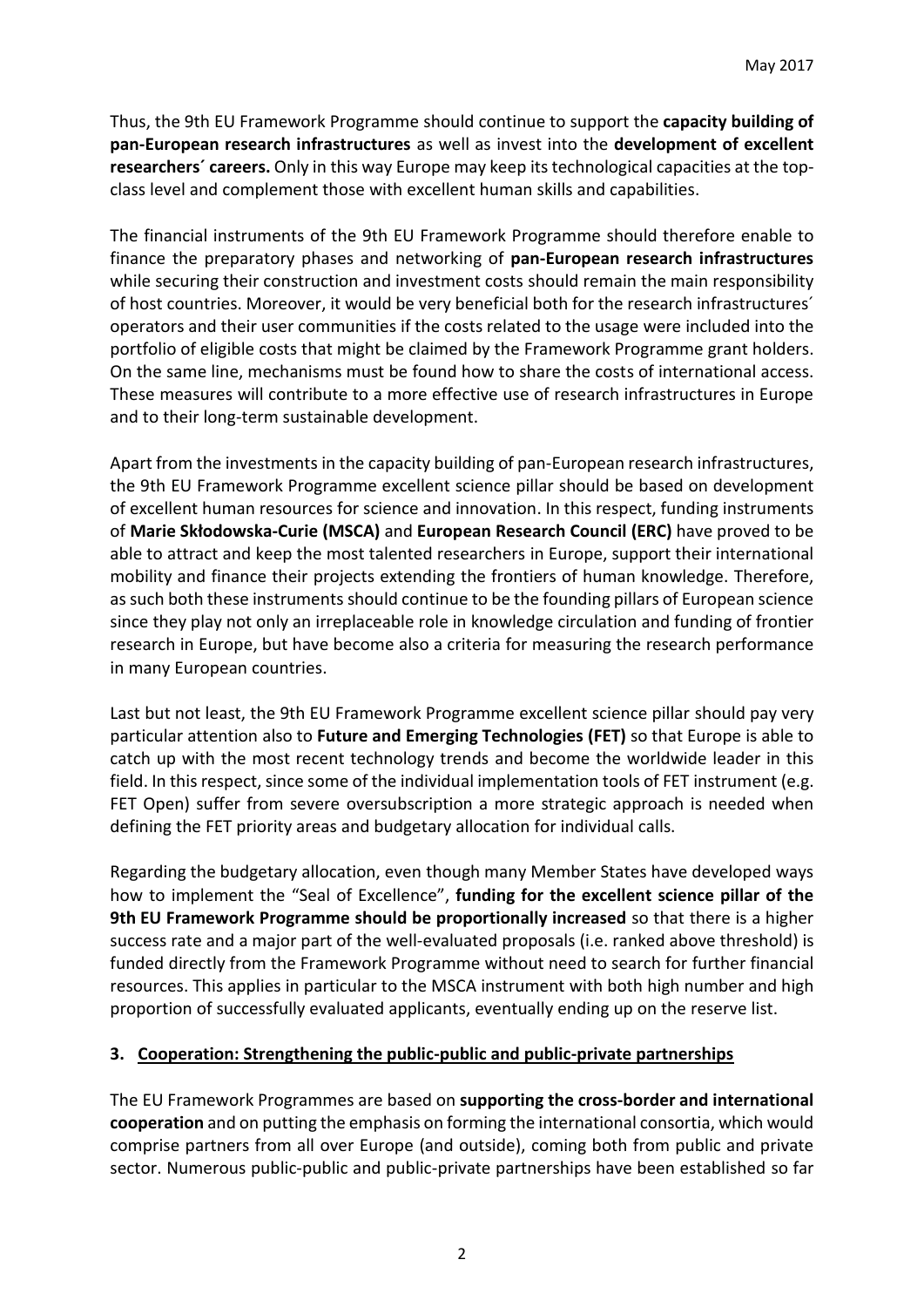Thus, the 9th EU Framework Programme should continue to support the **capacity building of pan-European research infrastructures** as well as invest into the **development of excellent researchers´ careers.** Only in this way Europe may keep its technological capacities at the top-class level and complement those with excellent human skills and capabilities.

The financial instruments of the 9th EU Framework Programme should therefore enable to finance the preparatory phases and networking of **pan-European research infrastructures** while securing their construction and investment costs should remain the main responsibility of host countries. Moreover, it would be very beneficial both for the research infrastructures´ operators and their user communities if the costs related to the usage were included into the portfolio of eligible costs that might be claimed by the Framework Programme grant holders. On the same line, mechanisms must be found how to share the costs of international access. These measures will contribute to a more effective use of research infrastructures in Europe and to their long-term sustainable development.

Apart from the investments in the capacity building of pan-European research infrastructures, the 9th EU Framework Programme excellent science pillar should be based on development of excellent human resources for science and innovation. In this respect, funding instruments of **Marie Skłodowska-Curie (MSCA)** and **European Research Council (ERC)** have proved to be able to attract and keep the most talented researchers in Europe, support their international mobility and finance their projects extending the frontiers of human knowledge. Therefore, as such both these instruments should continue to be the founding pillars of European science since they play not only an irreplaceable role in knowledge circulation and funding of frontier research in Europe, but have become also a criteria for measuring the research performance in many European countries.

Last but not least, the 9th EU Framework Programme excellent science pillar should pay very particular attention also to **Future and Emerging Technologies (FET)** so that Europe is able to catch up with the most recent technology trends and become the worldwide leader in this field. In this respect, since some of the individual implementation tools of FET instrument (e.g. FET Open) suffer from severe oversubscription a more strategic approach is needed when defining the FET priority areas and budgetary allocation for individual calls.

Regarding the budgetary allocation, even though many Member States have developed ways how to implement the "Seal of Excellence", **funding for the excellent science pillar of the 9th EU Framework Programme should be proportionally increased** so that there is a higher success rate and a major part of the well-evaluated proposals (i.e. ranked above threshold) is funded directly from the Framework Programme without need to search for further financial resources. This applies in particular to the MSCA instrument with both high number and high proportion of successfully evaluated applicants, eventually ending up on the reserve list.

## 3. Cooperation: Strengthening the public-public and public-private partnerships

The EU Framework Programmes are based on **supporting the cross-border and international cooperation** and on putting the emphasis on forming the international consortia, which would comprise partners from all over Europe (and outside), coming both from public and private sector. Numerous public-public and public-private partnerships have been established so far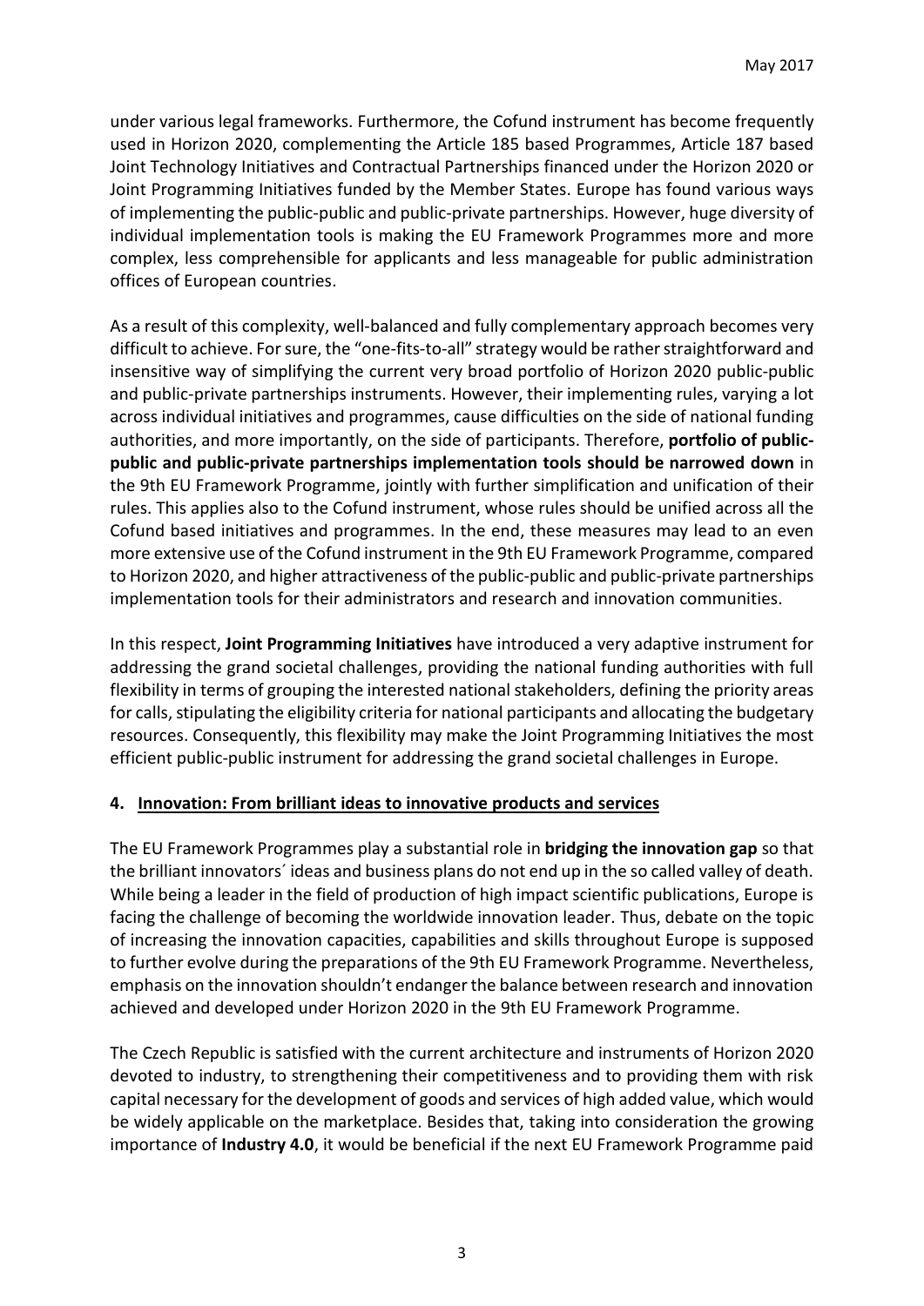under various legal frameworks. Furthermore, the Cofund instrument has become frequently used in Horizon 2020, complementing the Article 185 based Programmes, Article 187 based Joint Technology Initiatives and Contractual Partnerships financed under the Horizon 2020 or Joint Programming Initiatives funded by the Member States. Europe has found various ways of implementing the public-public and public-private partnerships. However, huge diversity of individual implementation tools is making the EU Framework Programmes more and more complex, less comprehensible for applicants and less manageable for public administration offices of European countries.

As a result of this complexity, well-balanced and fully complementary approach becomes very difficult to achieve. For sure, the "one-fits-to-all" strategy would be rather straightforward and insensitive way of simplifying the current very broad portfolio of Horizon 2020 public-public and public-private partnerships instruments. However, their implementing rules, varying a lot across individual initiatives and programmes, cause difficulties on the side of national funding authorities, and more importantly, on the side of participants. Therefore, **portfolio of public-public and public-private partnerships implementation tools should be narrowed down** in the 9th EU Framework Programme, jointly with further simplification and unification of their rules. This applies also to the Cofund instrument, whose rules should be unified across all the Cofund based initiatives and programmes. In the end, these measures may lead to an even more extensive use of the Cofund instrument in the 9th EU Framework Programme, compared to Horizon 2020, and higher attractiveness of the public-public and public-private partnerships implementation tools for their administrators and research and innovation communities.

In this respect, **Joint Programming Initiatives** have introduced a very adaptive instrument for addressing the grand societal challenges, providing the national funding authorities with full flexibility in terms of grouping the interested national stakeholders, defining the priority areas for calls, stipulating the eligibility criteria for national participants and allocating the budgetary resources. Consequently, this flexibility may make the Joint Programming Initiatives the most efficient public-public instrument for addressing the grand societal challenges in Europe.

## 4. Innovation: From brilliant ideas to innovative products and services

The EU Framework Programmes play a substantial role in **bridging the innovation gap** so that the brilliant innovators´ ideas and business plans do not end up in the so called valley of death. While being a leader in the field of production of high impact scientific publications, Europe is facing the challenge of becoming the worldwide innovation leader. Thus, debate on the topic of increasing the innovation capacities, capabilities and skills throughout Europe is supposed to further evolve during the preparations of the 9th EU Framework Programme. Nevertheless, emphasis on the innovation shouldn't endanger the balance between research and innovation achieved and developed under Horizon 2020 in the 9th EU Framework Programme.

The Czech Republic is satisfied with the current architecture and instruments of Horizon 2020 devoted to industry, to strengthening their competitiveness and to providing them with risk capital necessary for the development of goods and services of high added value, which would be widely applicable on the marketplace. Besides that, taking into consideration the growing importance of **Industry 4.0**, it would be beneficial if the next EU Framework Programme paid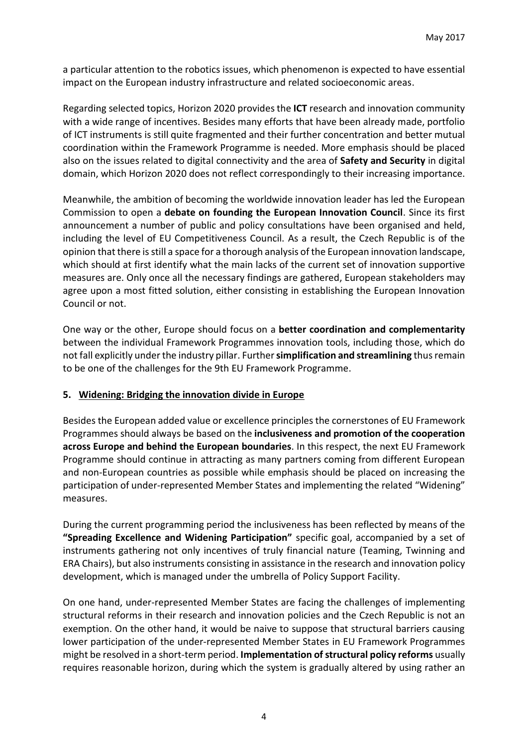a particular attention to the robotics issues, which phenomenon is expected to have essential impact on the European industry infrastructure and related socioeconomic areas.

Regarding selected topics, Horizon 2020 provides the **ICT** research and innovation community with a wide range of incentives. Besides many efforts that have been already made, portfolio of ICT instruments is still quite fragmented and their further concentration and better mutual coordination within the Framework Programme is needed. More emphasis should be placed also on the issues related to digital connectivity and the area of **Safety and Security** in digital domain, which Horizon 2020 does not reflect correspondingly to their increasing importance.

Meanwhile, the ambition of becoming the worldwide innovation leader has led the European Commission to open a **debate on founding the European Innovation Council**. Since its first announcement a number of public and policy consultations have been organised and held, including the level of EU Competitiveness Council. As a result, the Czech Republic is of the opinion that there is still a space for a thorough analysis of the European innovation landscape, which should at first identify what the main lacks of the current set of innovation supportive measures are. Only once all the necessary findings are gathered, European stakeholders may agree upon a most fitted solution, either consisting in establishing the European Innovation Council or not.

One way or the other, Europe should focus on a **better coordination and complementarity** between the individual Framework Programmes innovation tools, including those, which do not fall explicitly under the industry pillar. Further **simplification and streamlining** thus remain to be one of the challenges for the 9th EU Framework Programme.

## 5. Widening: Bridging the innovation divide in Europe

Besides the European added value or excellence principles the cornerstones of EU Framework Programmes should always be based on the **inclusiveness and promotion of the cooperation across Europe and behind the European boundaries**. In this respect, the next EU Framework Programme should continue in attracting as many partners coming from different European and non-European countries as possible while emphasis should be placed on increasing the participation of under-represented Member States and implementing the related "Widening" measures.

During the current programming period the inclusiveness has been reflected by means of the **"Spreading Excellence and Widening Participation"** specific goal, accompanied by a set of instruments gathering not only incentives of truly financial nature (Teaming, Twinning and ERA Chairs), but also instruments consisting in assistance in the research and innovation policy development, which is managed under the umbrella of Policy Support Facility.

On one hand, under-represented Member States are facing the challenges of implementing structural reforms in their research and innovation policies and the Czech Republic is not an exemption. On the other hand, it would be naive to suppose that structural barriers causing lower participation of the under-represented Member States in EU Framework Programmes might be resolved in a short-term period. **Implementation of structural policy reforms** usually requires reasonable horizon, during which the system is gradually altered by using rather an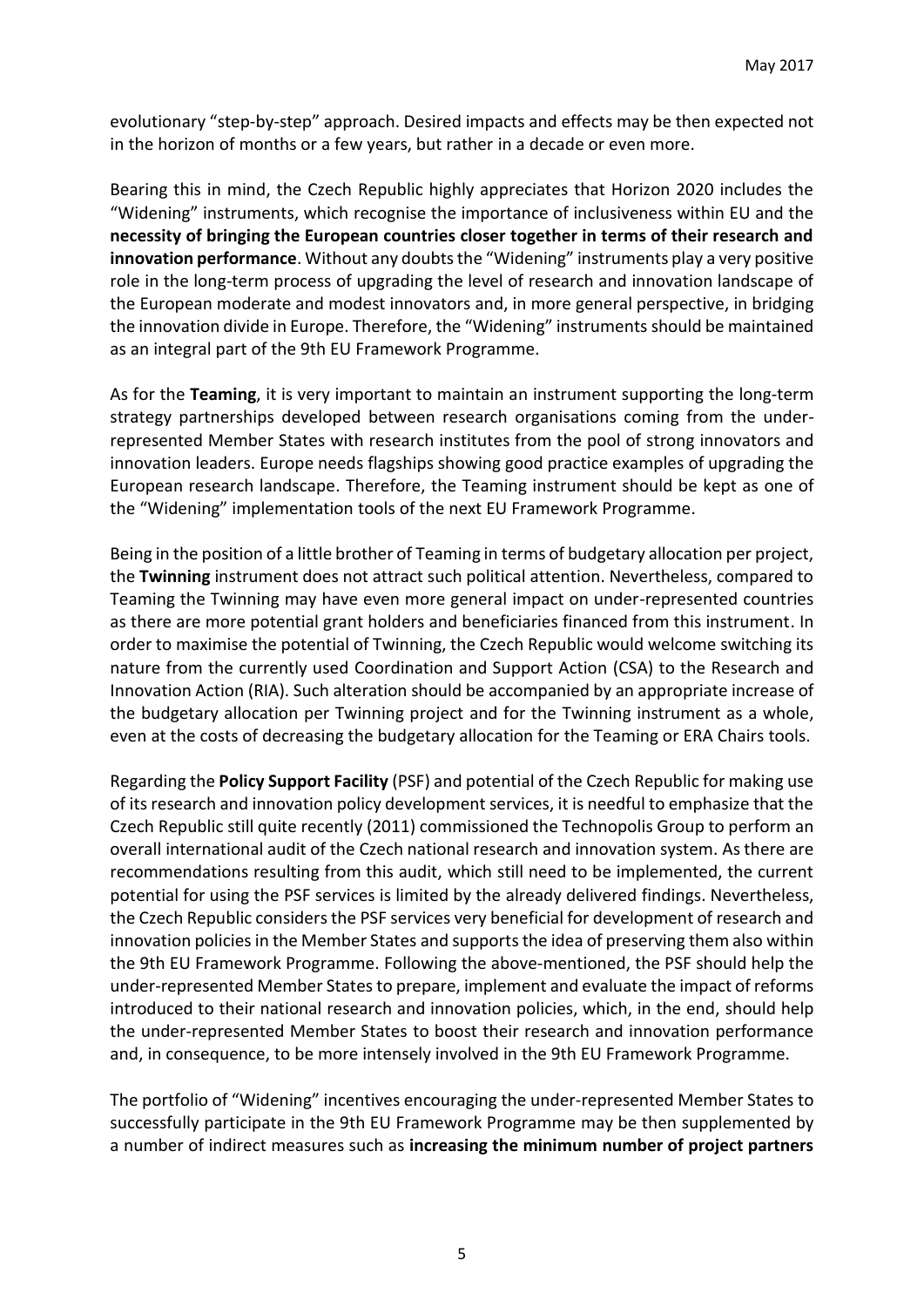evolutionary "step-by-step" approach. Desired impacts and effects may be then expected not in the horizon of months or a few years, but rather in a decade or even more.

Bearing this in mind, the Czech Republic highly appreciates that Horizon 2020 includes the "Widening" instruments, which recognise the importance of inclusiveness within EU and the **necessity of bringing the European countries closer together in terms of their research and innovation performance**. Without any doubts the "Widening" instruments play a very positive role in the long-term process of upgrading the level of research and innovation landscape of the European moderate and modest innovators and, in more general perspective, in bridging the innovation divide in Europe. Therefore, the "Widening" instruments should be maintained as an integral part of the 9th EU Framework Programme.

As for the **Teaming**, it is very important to maintain an instrument supporting the long-term strategy partnerships developed between research organisations coming from the under-represented Member States with research institutes from the pool of strong innovators and innovation leaders. Europe needs flagships showing good practice examples of upgrading the European research landscape. Therefore, the Teaming instrument should be kept as one of the "Widening" implementation tools of the next EU Framework Programme.

Being in the position of a little brother of Teaming in terms of budgetary allocation per project, the **Twinning** instrument does not attract such political attention. Nevertheless, compared to Teaming the Twinning may have even more general impact on under-represented countries as there are more potential grant holders and beneficiaries financed from this instrument. In order to maximise the potential of Twinning, the Czech Republic would welcome switching its nature from the currently used Coordination and Support Action (CSA) to the Research and Innovation Action (RIA). Such alteration should be accompanied by an appropriate increase of the budgetary allocation per Twinning project and for the Twinning instrument as a whole, even at the costs of decreasing the budgetary allocation for the Teaming or ERA Chairs tools.

Regarding the **Policy Support Facility** (PSF) and potential of the Czech Republic for making use of its research and innovation policy development services, it is needful to emphasize that the Czech Republic still quite recently (2011) commissioned the Technopolis Group to perform an overall international audit of the Czech national research and innovation system. As there are recommendations resulting from this audit, which still need to be implemented, the current potential for using the PSF services is limited by the already delivered findings. Nevertheless, the Czech Republic considers the PSF services very beneficial for development of research and innovation policies in the Member States and supports the idea of preserving them also within the 9th EU Framework Programme. Following the above-mentioned, the PSF should help the under-represented Member States to prepare, implement and evaluate the impact of reforms introduced to their national research and innovation policies, which, in the end, should help the under-represented Member States to boost their research and innovation performance and, in consequence, to be more intensely involved in the 9th EU Framework Programme.

The portfolio of "Widening" incentives encouraging the under-represented Member States to successfully participate in the 9th EU Framework Programme may be then supplemented by a number of indirect measures such as **increasing the minimum number of project partners**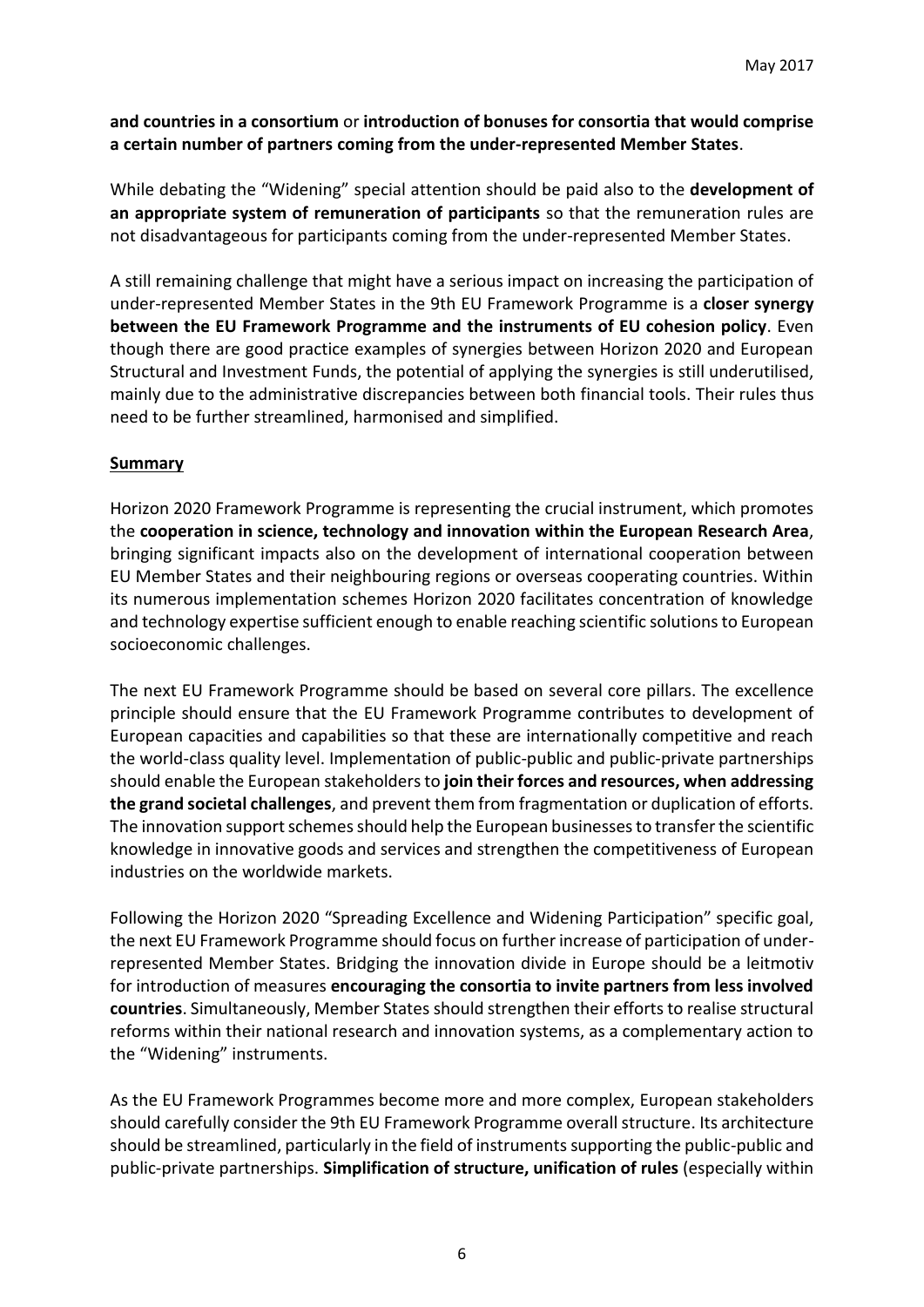**and countries in a consortium** or **introduction of bonuses for consortia that would comprise a certain number of partners coming from the under-represented Member States**.

While debating the "Widening" special attention should be paid also to the **development of an appropriate system of remuneration of participants** so that the remuneration rules are not disadvantageous for participants coming from the under-represented Member States.

A still remaining challenge that might have a serious impact on increasing the participation of under-represented Member States in the 9th EU Framework Programme is a **closer synergy between the EU Framework Programme and the instruments of EU cohesion policy**. Even though there are good practice examples of synergies between Horizon 2020 and European Structural and Investment Funds, the potential of applying the synergies is still underutilised, mainly due to the administrative discrepancies between both financial tools. Their rules thus need to be further streamlined, harmonised and simplified.

**Summary**

Horizon 2020 Framework Programme is representing the crucial instrument, which promotes the **cooperation in science, technology and innovation within the European Research Area**, bringing significant impacts also on the development of international cooperation between EU Member States and their neighbouring regions or overseas cooperating countries. Within its numerous implementation schemes Horizon 2020 facilitates concentration of knowledge and technology expertise sufficient enough to enable reaching scientific solutions to European socioeconomic challenges.

The next EU Framework Programme should be based on several core pillars. The excellence principle should ensure that the EU Framework Programme contributes to development of European capacities and capabilities so that these are internationally competitive and reach the world-class quality level. Implementation of public-public and public-private partnerships should enable the European stakeholders to **join their forces and resources, when addressing the grand societal challenges**, and prevent them from fragmentation or duplication of efforts. The innovation support schemes should help the European businesses to transfer the scientific knowledge in innovative goods and services and strengthen the competitiveness of European industries on the worldwide markets.

Following the Horizon 2020 "Spreading Excellence and Widening Participation" specific goal, the next EU Framework Programme should focus on further increase of participation of under-represented Member States. Bridging the innovation divide in Europe should be a leitmotiv for introduction of measures **encouraging the consortia to invite partners from less involved countries**. Simultaneously, Member States should strengthen their efforts to realise structural reforms within their national research and innovation systems, as a complementary action to the "Widening" instruments.

As the EU Framework Programmes become more and more complex, European stakeholders should carefully consider the 9th EU Framework Programme overall structure. Its architecture should be streamlined, particularly in the field of instruments supporting the public-public and public-private partnerships. **Simplification of structure, unification of rules** (especially within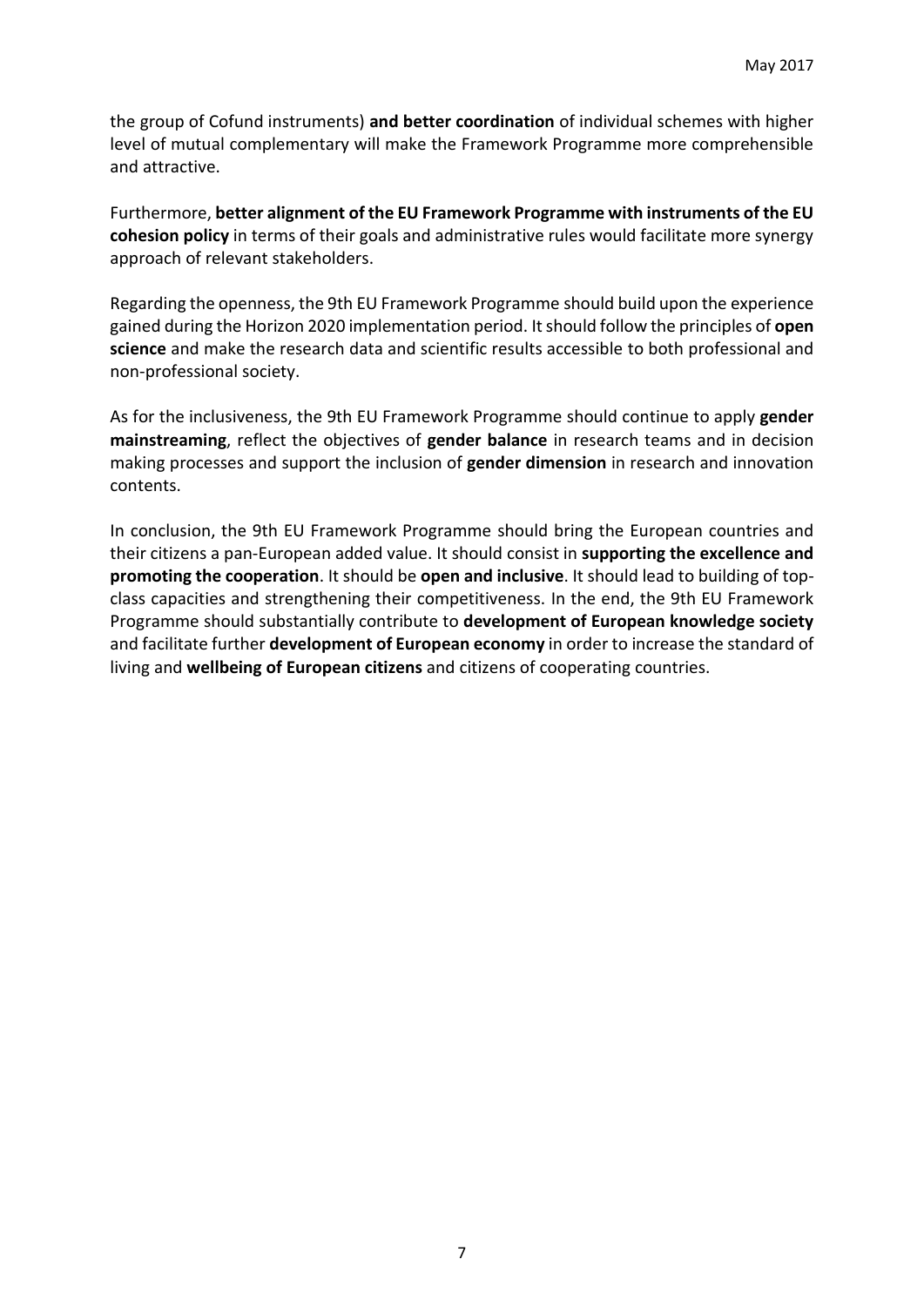the group of Cofund instruments) **and better coordination** of individual schemes with higher level of mutual complementary will make the Framework Programme more comprehensible and attractive.

Furthermore, **better alignment of the EU Framework Programme with instruments of the EU cohesion policy** in terms of their goals and administrative rules would facilitate more synergy approach of relevant stakeholders.

Regarding the openness, the 9th EU Framework Programme should build upon the experience gained during the Horizon 2020 implementation period. It should follow the principles of **open science** and make the research data and scientific results accessible to both professional and non-professional society.

As for the inclusiveness, the 9th EU Framework Programme should continue to apply **gender mainstreaming**, reflect the objectives of **gender balance** in research teams and in decision making processes and support the inclusion of **gender dimension** in research and innovation contents.

In conclusion, the 9th EU Framework Programme should bring the European countries and their citizens a pan-European added value. It should consist in **supporting the excellence and promoting the cooperation**. It should be **open and inclusive**. It should lead to building of top-class capacities and strengthening their competitiveness. In the end, the 9th EU Framework Programme should substantially contribute to **development of European knowledge society** and facilitate further **development of European economy** in order to increase the standard of living and **wellbeing of European citizens** and citizens of cooperating countries.